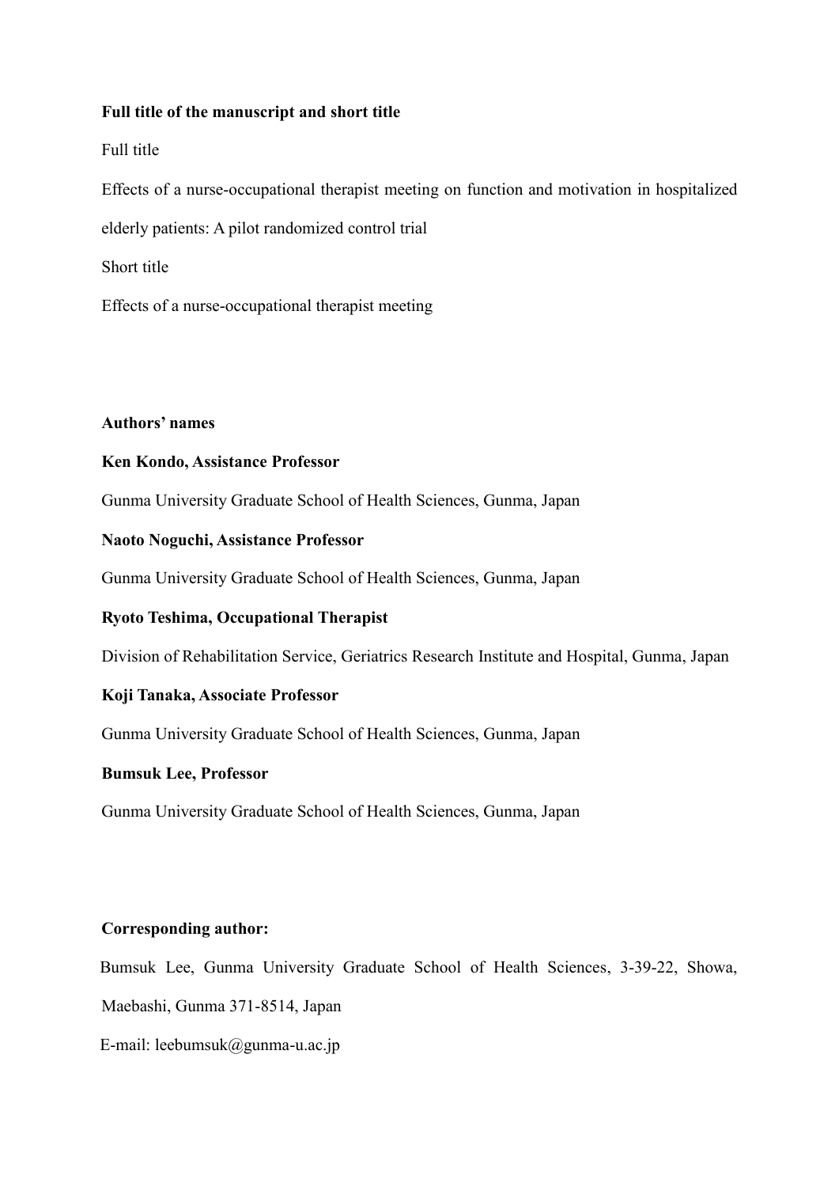**Full title of the manuscript and short title**

Full title

Effects of a nurse-occupational therapist meeting on function and motivation in hospitalized elderly patients: A pilot randomized control trial

Short title

Effects of a nurse-occupational therapist meeting

**Authors' names**

**Ken Kondo, Assistance Professor**

Gunma University Graduate School of Health Sciences, Gunma, Japan

**Naoto Noguchi, Assistance Professor**

Gunma University Graduate School of Health Sciences, Gunma, Japan

**Ryoto Teshima, Occupational Therapist**

Division of Rehabilitation Service, Geriatrics Research Institute and Hospital, Gunma, Japan

**Koji Tanaka, Associate Professor**

Gunma University Graduate School of Health Sciences, Gunma, Japan

**Bumsuk Lee, Professor**

Gunma University Graduate School of Health Sciences, Gunma, Japan

**Corresponding author:**

Bumsuk Lee, Gunma University Graduate School of Health Sciences, 3-39-22, Showa, Maebashi, Gunma 371-8514, Japan

E-mail: leebumsuk@gunma-u.ac.jp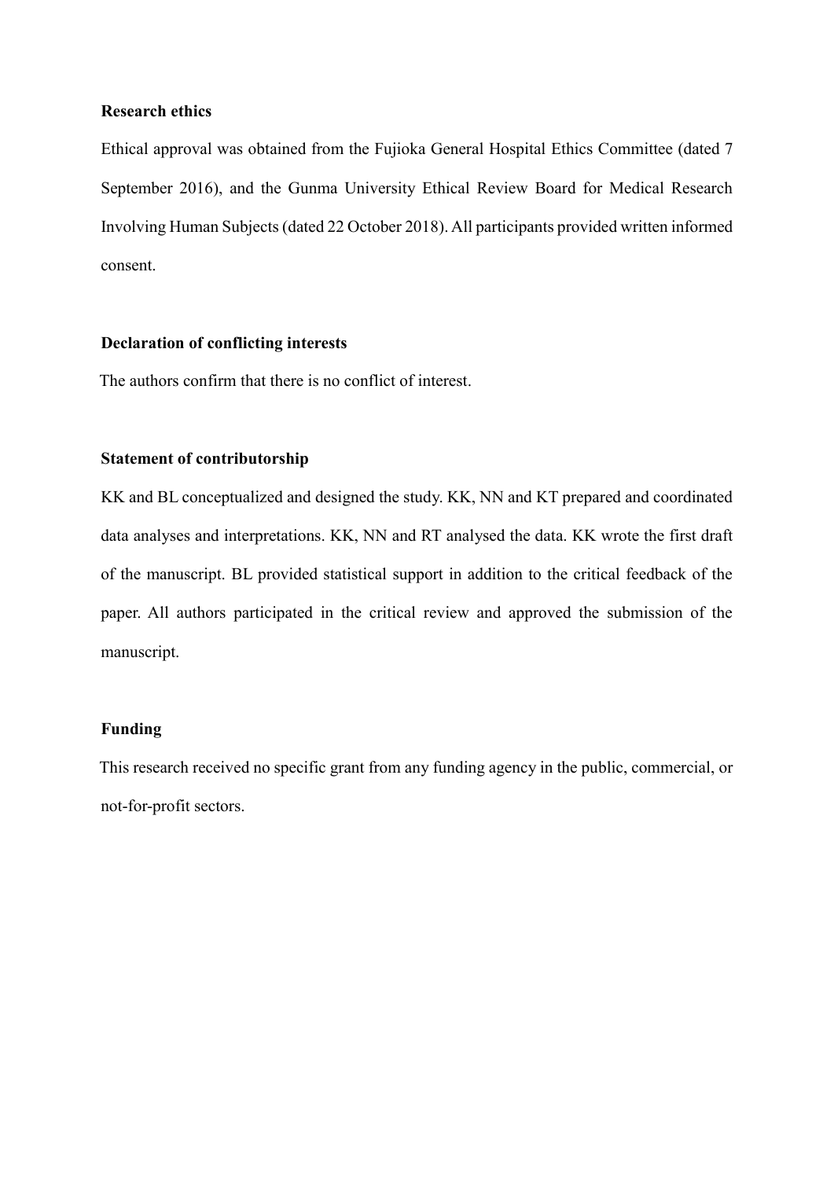## Research ethics

Ethical approval was obtained from the Fujioka General Hospital Ethics Committee (dated 7 September 2016), and the Gunma University Ethical Review Board for Medical Research Involving Human Subjects (dated 22 October 2018). All participants provided written informed consent.

## Declaration of conflicting interests

The authors confirm that there is no conflict of interest.

## Statement of contributorship

KK and BL conceptualized and designed the study. KK, NN and KT prepared and coordinated data analyses and interpretations. KK, NN and RT analysed the data. KK wrote the first draft of the manuscript. BL provided statistical support in addition to the critical feedback of the paper. All authors participated in the critical review and approved the submission of the manuscript.

## Funding

This research received no specific grant from any funding agency in the public, commercial, or not-for-profit sectors.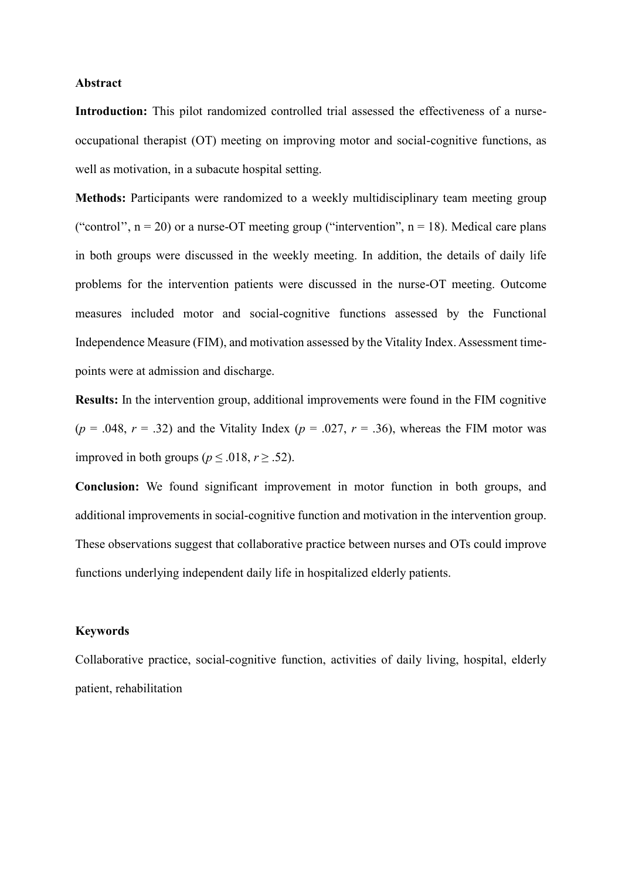**Abstract**

**Introduction:** This pilot randomized controlled trial assessed the effectiveness of a nurse-occupational therapist (OT) meeting on improving motor and social-cognitive functions, as well as motivation, in a subacute hospital setting.

**Methods:** Participants were randomized to a weekly multidisciplinary team meeting group ("control'', $n = 20$) or a nurse-OT meeting group ("intervention", $n = 18$). Medical care plans in both groups were discussed in the weekly meeting. In addition, the details of daily life problems for the intervention patients were discussed in the nurse-OT meeting. Outcome measures included motor and social-cognitive functions assessed by the Functional Independence Measure (FIM), and motivation assessed by the Vitality Index. Assessment time-points were at admission and discharge.

**Results:** In the intervention group, additional improvements were found in the FIM cognitive ($p = .048$, $r = .32$) and the Vitality Index ($p = .027$, $r = .36$), whereas the FIM motor was improved in both groups ($p \leq .018$, $r \geq .52$).

**Conclusion:** We found significant improvement in motor function in both groups, and additional improvements in social-cognitive function and motivation in the intervention group. These observations suggest that collaborative practice between nurses and OTs could improve functions underlying independent daily life in hospitalized elderly patients.

**Keywords**

Collaborative practice, social-cognitive function, activities of daily living, hospital, elderly patient, rehabilitation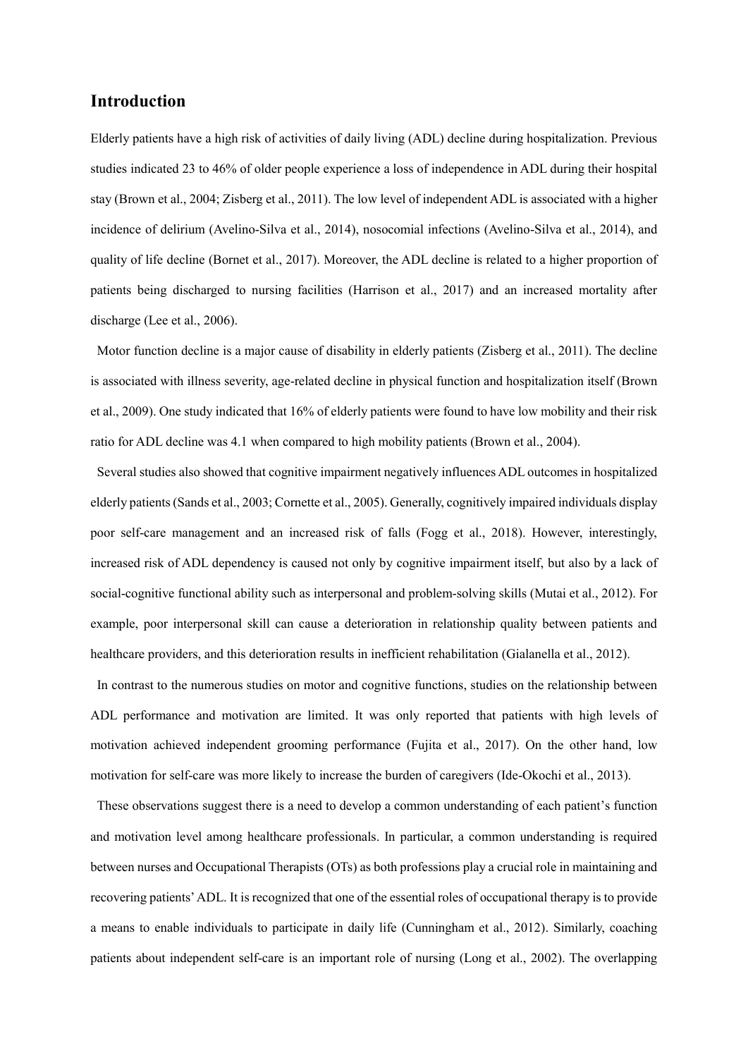## Introduction

Elderly patients have a high risk of activities of daily living (ADL) decline during hospitalization. Previous studies indicated 23 to 46% of older people experience a loss of independence in ADL during their hospital stay (Brown et al., 2004; Zisberg et al., 2011). The low level of independent ADL is associated with a higher incidence of delirium (Avelino-Silva et al., 2014), nosocomial infections (Avelino-Silva et al., 2014), and quality of life decline (Bornet et al., 2017). Moreover, the ADL decline is related to a higher proportion of patients being discharged to nursing facilities (Harrison et al., 2017) and an increased mortality after discharge (Lee et al., 2006).

Motor function decline is a major cause of disability in elderly patients (Zisberg et al., 2011). The decline is associated with illness severity, age-related decline in physical function and hospitalization itself (Brown et al., 2009). One study indicated that 16% of elderly patients were found to have low mobility and their risk ratio for ADL decline was 4.1 when compared to high mobility patients (Brown et al., 2004).

Several studies also showed that cognitive impairment negatively influences ADL outcomes in hospitalized elderly patients (Sands et al., 2003; Cornette et al., 2005). Generally, cognitively impaired individuals display poor self-care management and an increased risk of falls (Fogg et al., 2018). However, interestingly, increased risk of ADL dependency is caused not only by cognitive impairment itself, but also by a lack of social-cognitive functional ability such as interpersonal and problem-solving skills (Mutai et al., 2012). For example, poor interpersonal skill can cause a deterioration in relationship quality between patients and healthcare providers, and this deterioration results in inefficient rehabilitation (Gialanella et al., 2012).

In contrast to the numerous studies on motor and cognitive functions, studies on the relationship between ADL performance and motivation are limited. It was only reported that patients with high levels of motivation achieved independent grooming performance (Fujita et al., 2017). On the other hand, low motivation for self-care was more likely to increase the burden of caregivers (Ide-Okochi et al., 2013).

These observations suggest there is a need to develop a common understanding of each patient's function and motivation level among healthcare professionals. In particular, a common understanding is required between nurses and Occupational Therapists (OTs) as both professions play a crucial role in maintaining and recovering patients' ADL. It is recognized that one of the essential roles of occupational therapy is to provide a means to enable individuals to participate in daily life (Cunningham et al., 2012). Similarly, coaching patients about independent self-care is an important role of nursing (Long et al., 2002). The overlapping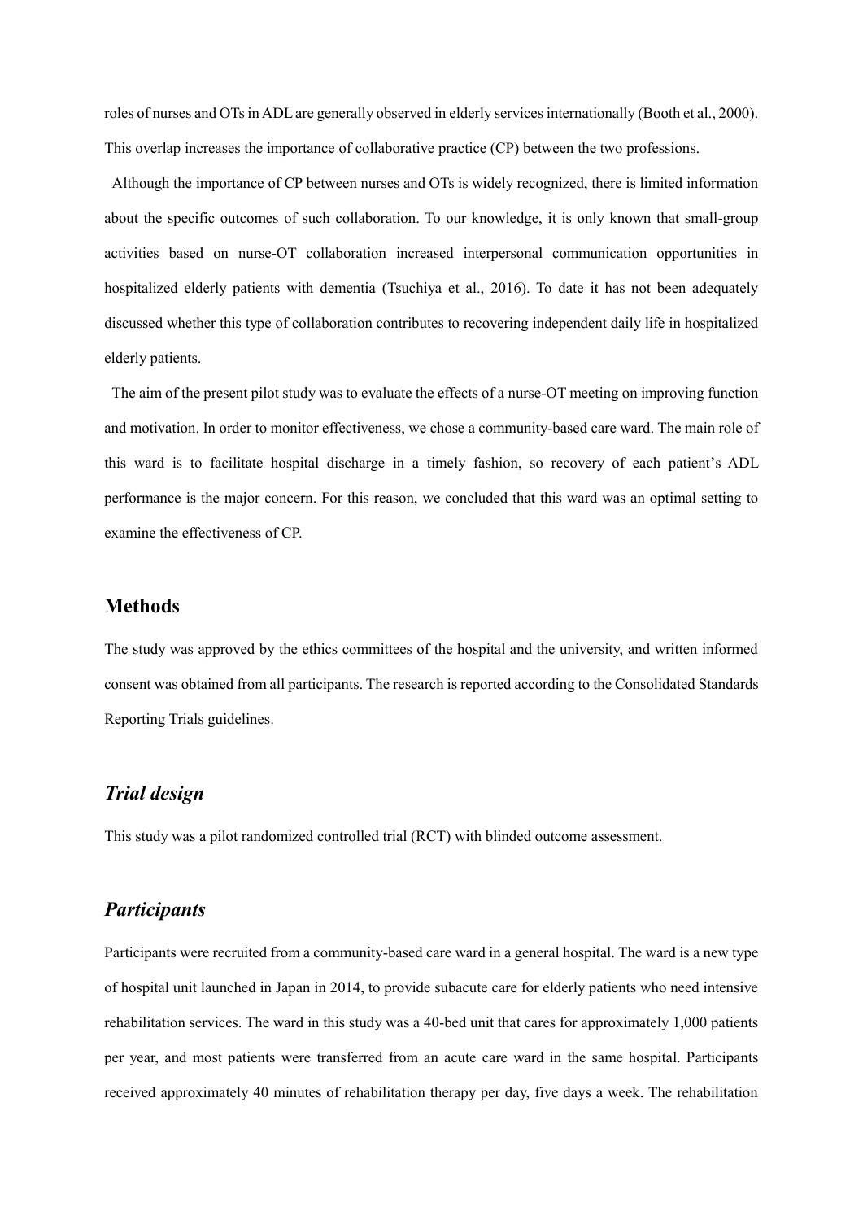roles of nurses and OTs in ADL are generally observed in elderly services internationally (Booth et al., 2000). This overlap increases the importance of collaborative practice (CP) between the two professions.

Although the importance of CP between nurses and OTs is widely recognized, there is limited information about the specific outcomes of such collaboration. To our knowledge, it is only known that small-group activities based on nurse-OT collaboration increased interpersonal communication opportunities in hospitalized elderly patients with dementia (Tsuchiya et al., 2016). To date it has not been adequately discussed whether this type of collaboration contributes to recovering independent daily life in hospitalized elderly patients.

The aim of the present pilot study was to evaluate the effects of a nurse-OT meeting on improving function and motivation. In order to monitor effectiveness, we chose a community-based care ward. The main role of this ward is to facilitate hospital discharge in a timely fashion, so recovery of each patient's ADL performance is the major concern. For this reason, we concluded that this ward was an optimal setting to examine the effectiveness of CP.

## Methods

The study was approved by the ethics committees of the hospital and the university, and written informed consent was obtained from all participants. The research is reported according to the Consolidated Standards Reporting Trials guidelines.

### *Trial design*

This study was a pilot randomized controlled trial (RCT) with blinded outcome assessment.

### *Participants*

Participants were recruited from a community-based care ward in a general hospital. The ward is a new type of hospital unit launched in Japan in 2014, to provide subacute care for elderly patients who need intensive rehabilitation services. The ward in this study was a 40-bed unit that cares for approximately 1,000 patients per year, and most patients were transferred from an acute care ward in the same hospital. Participants received approximately 40 minutes of rehabilitation therapy per day, five days a week. The rehabilitation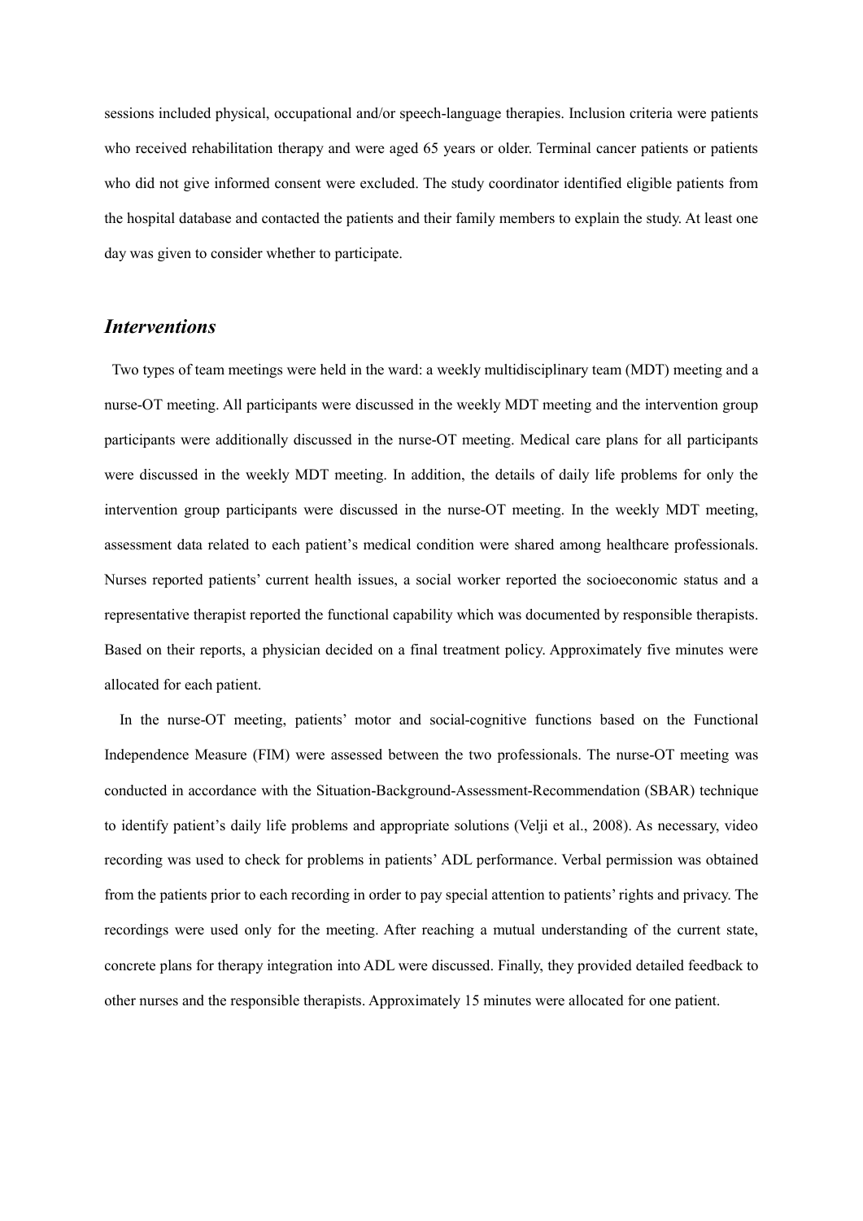sessions included physical, occupational and/or speech-language therapies. Inclusion criteria were patients who received rehabilitation therapy and were aged 65 years or older. Terminal cancer patients or patients who did not give informed consent were excluded. The study coordinator identified eligible patients from the hospital database and contacted the patients and their family members to explain the study. At least one day was given to consider whether to participate.

## *Interventions*

Two types of team meetings were held in the ward: a weekly multidisciplinary team (MDT) meeting and a nurse-OT meeting. All participants were discussed in the weekly MDT meeting and the intervention group participants were additionally discussed in the nurse-OT meeting. Medical care plans for all participants were discussed in the weekly MDT meeting. In addition, the details of daily life problems for only the intervention group participants were discussed in the nurse-OT meeting. In the weekly MDT meeting, assessment data related to each patient's medical condition were shared among healthcare professionals. Nurses reported patients' current health issues, a social worker reported the socioeconomic status and a representative therapist reported the functional capability which was documented by responsible therapists. Based on their reports, a physician decided on a final treatment policy. Approximately five minutes were allocated for each patient.

In the nurse-OT meeting, patients' motor and social-cognitive functions based on the Functional Independence Measure (FIM) were assessed between the two professionals. The nurse-OT meeting was conducted in accordance with the Situation-Background-Assessment-Recommendation (SBAR) technique to identify patient's daily life problems and appropriate solutions (Velji et al., 2008). As necessary, video recording was used to check for problems in patients' ADL performance. Verbal permission was obtained from the patients prior to each recording in order to pay special attention to patients' rights and privacy. The recordings were used only for the meeting. After reaching a mutual understanding of the current state, concrete plans for therapy integration into ADL were discussed. Finally, they provided detailed feedback to other nurses and the responsible therapists. Approximately 15 minutes were allocated for one patient.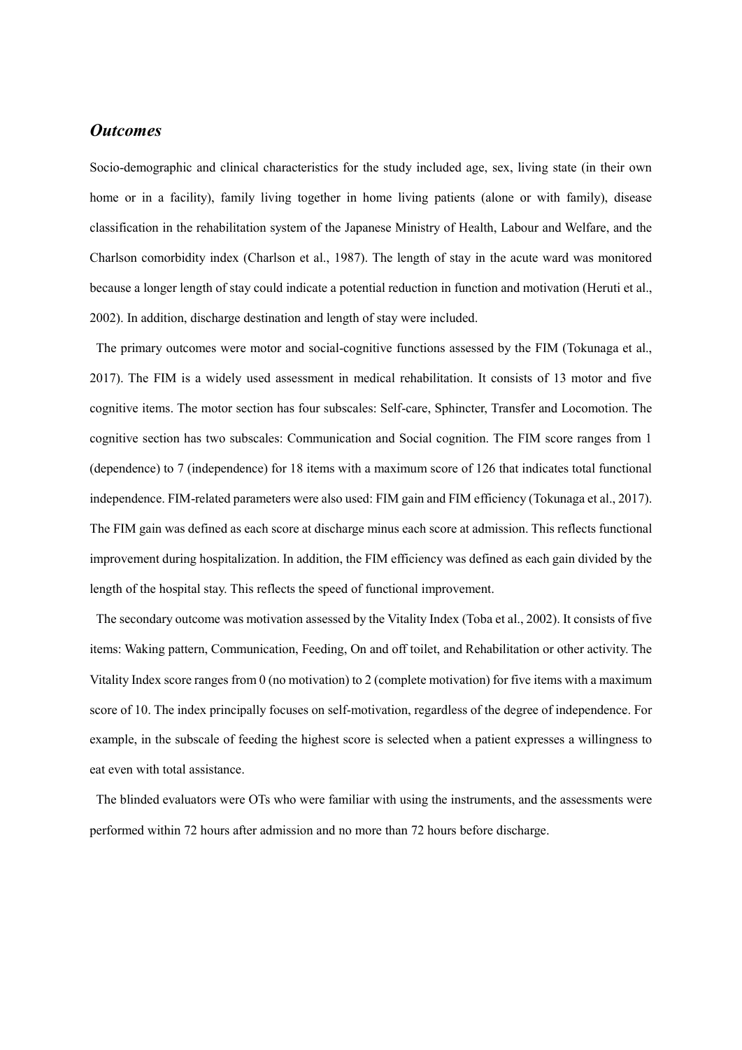### *Outcomes*

Socio-demographic and clinical characteristics for the study included age, sex, living state (in their own home or in a facility), family living together in home living patients (alone or with family), disease classification in the rehabilitation system of the Japanese Ministry of Health, Labour and Welfare, and the Charlson comorbidity index (Charlson et al., 1987). The length of stay in the acute ward was monitored because a longer length of stay could indicate a potential reduction in function and motivation (Heruti et al., 2002). In addition, discharge destination and length of stay were included.

The primary outcomes were motor and social-cognitive functions assessed by the FIM (Tokunaga et al., 2017). The FIM is a widely used assessment in medical rehabilitation. It consists of 13 motor and five cognitive items. The motor section has four subscales: Self-care, Sphincter, Transfer and Locomotion. The cognitive section has two subscales: Communication and Social cognition. The FIM score ranges from 1 (dependence) to 7 (independence) for 18 items with a maximum score of 126 that indicates total functional independence. FIM-related parameters were also used: FIM gain and FIM efficiency (Tokunaga et al., 2017). The FIM gain was defined as each score at discharge minus each score at admission. This reflects functional improvement during hospitalization. In addition, the FIM efficiency was defined as each gain divided by the length of the hospital stay. This reflects the speed of functional improvement.

The secondary outcome was motivation assessed by the Vitality Index (Toba et al., 2002). It consists of five items: Waking pattern, Communication, Feeding, On and off toilet, and Rehabilitation or other activity. The Vitality Index score ranges from 0 (no motivation) to 2 (complete motivation) for five items with a maximum score of 10. The index principally focuses on self-motivation, regardless of the degree of independence. For example, in the subscale of feeding the highest score is selected when a patient expresses a willingness to eat even with total assistance.

The blinded evaluators were OTs who were familiar with using the instruments, and the assessments were performed within 72 hours after admission and no more than 72 hours before discharge.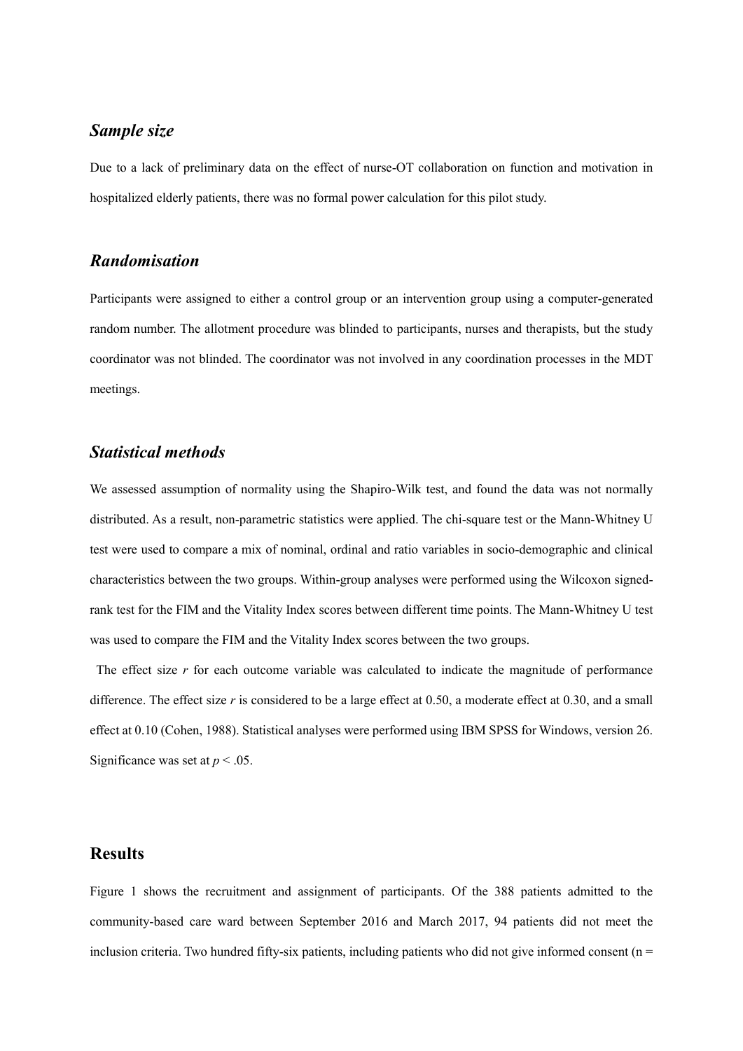### *Sample size*

Due to a lack of preliminary data on the effect of nurse-OT collaboration on function and motivation in hospitalized elderly patients, there was no formal power calculation for this pilot study.

### *Randomisation*

Participants were assigned to either a control group or an intervention group using a computer-generated random number. The allotment procedure was blinded to participants, nurses and therapists, but the study coordinator was not blinded. The coordinator was not involved in any coordination processes in the MDT meetings.

### *Statistical methods*

We assessed assumption of normality using the Shapiro-Wilk test, and found the data was not normally distributed. As a result, non-parametric statistics were applied. The chi-square test or the Mann-Whitney U test were used to compare a mix of nominal, ordinal and ratio variables in socio-demographic and clinical characteristics between the two groups. Within-group analyses were performed using the Wilcoxon signed-rank test for the FIM and the Vitality Index scores between different time points. The Mann-Whitney U test was used to compare the FIM and the Vitality Index scores between the two groups.

The effect size $r$ for each outcome variable was calculated to indicate the magnitude of performance difference. The effect size $r$ is considered to be a large effect at 0.50, a moderate effect at 0.30, and a small effect at 0.10 (Cohen, 1988). Statistical analyses were performed using IBM SPSS for Windows, version 26. Significance was set at $p < .05$.

## Results

Figure 1 shows the recruitment and assignment of participants. Of the 388 patients admitted to the community-based care ward between September 2016 and March 2017, 94 patients did not meet the inclusion criteria. Two hundred fifty-six patients, including patients who did not give informed consent (n =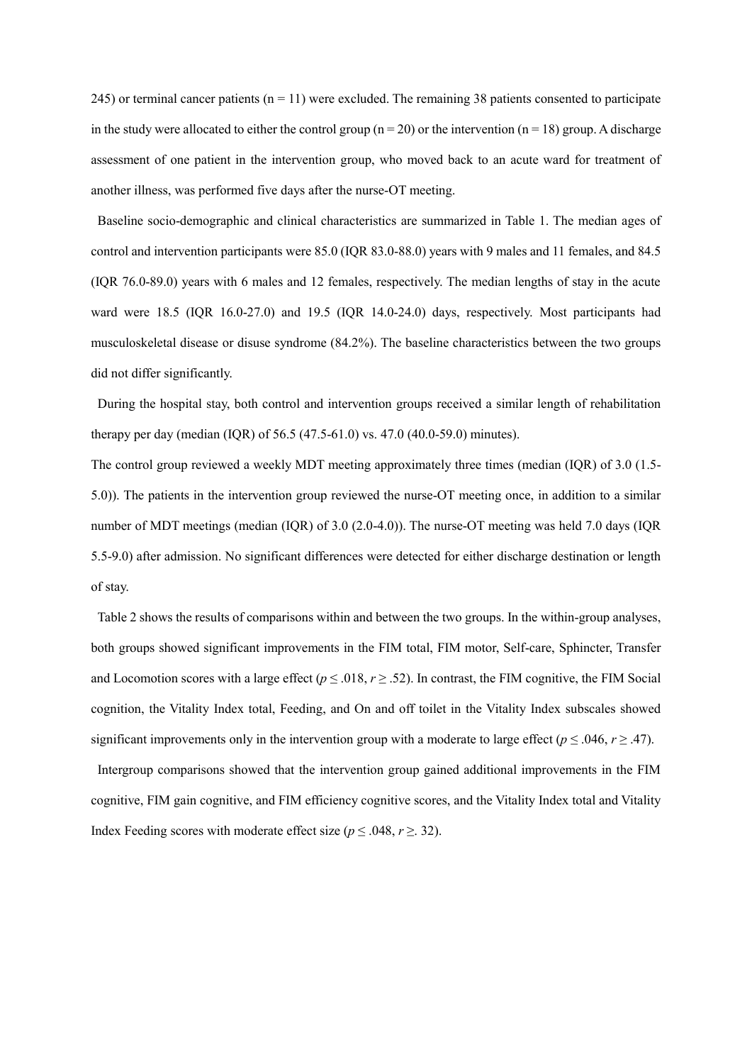245) or terminal cancer patients (n = 11) were excluded. The remaining 38 patients consented to participate in the study were allocated to either the control group (n = 20) or the intervention (n = 18) group. A discharge assessment of one patient in the intervention group, who moved back to an acute ward for treatment of another illness, was performed five days after the nurse-OT meeting.

Baseline socio-demographic and clinical characteristics are summarized in Table 1. The median ages of control and intervention participants were 85.0 (IQR 83.0-88.0) years with 9 males and 11 females, and 84.5 (IQR 76.0-89.0) years with 6 males and 12 females, respectively. The median lengths of stay in the acute ward were 18.5 (IQR 16.0-27.0) and 19.5 (IQR 14.0-24.0) days, respectively. Most participants had musculoskeletal disease or disuse syndrome (84.2%). The baseline characteristics between the two groups did not differ significantly.

During the hospital stay, both control and intervention groups received a similar length of rehabilitation therapy per day (median (IQR) of 56.5 (47.5-61.0) vs. 47.0 (40.0-59.0) minutes).

The control group reviewed a weekly MDT meeting approximately three times (median (IQR) of 3.0 (1.5-5.0)). The patients in the intervention group reviewed the nurse-OT meeting once, in addition to a similar number of MDT meetings (median (IQR) of 3.0 (2.0-4.0)). The nurse-OT meeting was held 7.0 days (IQR 5.5-9.0) after admission. No significant differences were detected for either discharge destination or length of stay.

Table 2 shows the results of comparisons within and between the two groups. In the within-group analyses, both groups showed significant improvements in the FIM total, FIM motor, Self-care, Sphincter, Transfer and Locomotion scores with a large effect ($p \leq .018$, $r \geq .52$). In contrast, the FIM cognitive, the FIM Social cognition, the Vitality Index total, Feeding, and On and off toilet in the Vitality Index subscales showed significant improvements only in the intervention group with a moderate to large effect ($p \leq .046$, $r \geq .47$).

Intergroup comparisons showed that the intervention group gained additional improvements in the FIM cognitive, FIM gain cognitive, and FIM efficiency cognitive scores, and the Vitality Index total and Vitality Index Feeding scores with moderate effect size ($p \leq .048$, $r \geq .32$).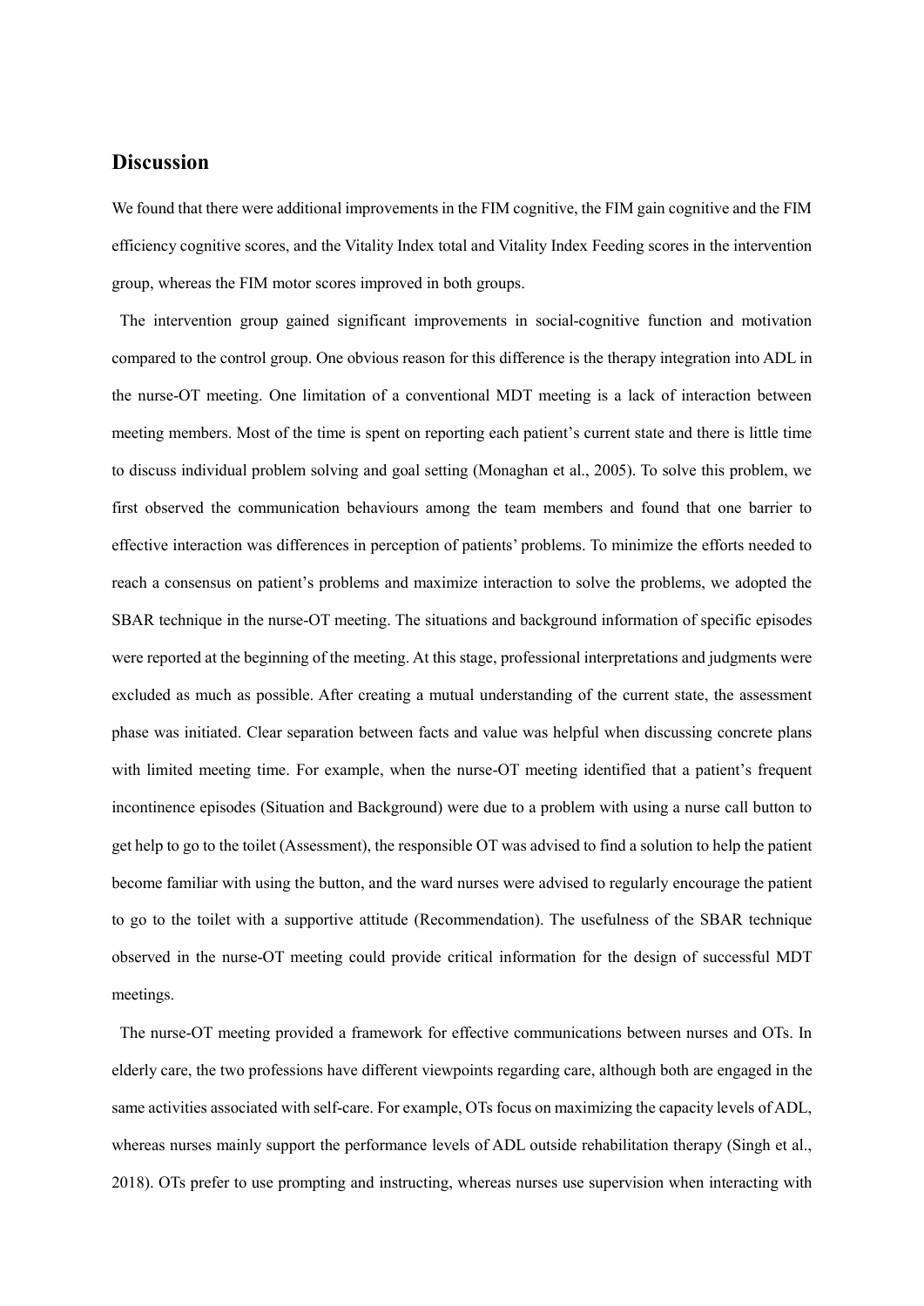## Discussion

We found that there were additional improvements in the FIM cognitive, the FIM gain cognitive and the FIM efficiency cognitive scores, and the Vitality Index total and Vitality Index Feeding scores in the intervention group, whereas the FIM motor scores improved in both groups.

The intervention group gained significant improvements in social-cognitive function and motivation compared to the control group. One obvious reason for this difference is the therapy integration into ADL in the nurse-OT meeting. One limitation of a conventional MDT meeting is a lack of interaction between meeting members. Most of the time is spent on reporting each patient's current state and there is little time to discuss individual problem solving and goal setting (Monaghan et al., 2005). To solve this problem, we first observed the communication behaviours among the team members and found that one barrier to effective interaction was differences in perception of patients' problems. To minimize the efforts needed to reach a consensus on patient's problems and maximize interaction to solve the problems, we adopted the SBAR technique in the nurse-OT meeting. The situations and background information of specific episodes were reported at the beginning of the meeting. At this stage, professional interpretations and judgments were excluded as much as possible. After creating a mutual understanding of the current state, the assessment phase was initiated. Clear separation between facts and value was helpful when discussing concrete plans with limited meeting time. For example, when the nurse-OT meeting identified that a patient's frequent incontinence episodes (Situation and Background) were due to a problem with using a nurse call button to get help to go to the toilet (Assessment), the responsible OT was advised to find a solution to help the patient become familiar with using the button, and the ward nurses were advised to regularly encourage the patient to go to the toilet with a supportive attitude (Recommendation). The usefulness of the SBAR technique observed in the nurse-OT meeting could provide critical information for the design of successful MDT meetings.

The nurse-OT meeting provided a framework for effective communications between nurses and OTs. In elderly care, the two professions have different viewpoints regarding care, although both are engaged in the same activities associated with self-care. For example, OTs focus on maximizing the capacity levels of ADL, whereas nurses mainly support the performance levels of ADL outside rehabilitation therapy (Singh et al., 2018). OTs prefer to use prompting and instructing, whereas nurses use supervision when interacting with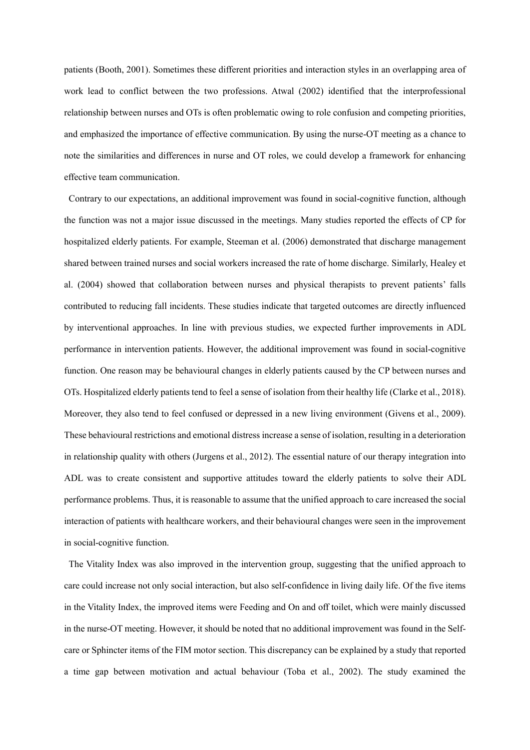patients (Booth, 2001). Sometimes these different priorities and interaction styles in an overlapping area of work lead to conflict between the two professions. Atwal (2002) identified that the interprofessional relationship between nurses and OTs is often problematic owing to role confusion and competing priorities, and emphasized the importance of effective communication. By using the nurse-OT meeting as a chance to note the similarities and differences in nurse and OT roles, we could develop a framework for enhancing effective team communication.

Contrary to our expectations, an additional improvement was found in social-cognitive function, although the function was not a major issue discussed in the meetings. Many studies reported the effects of CP for hospitalized elderly patients. For example, Steeman et al. (2006) demonstrated that discharge management shared between trained nurses and social workers increased the rate of home discharge. Similarly, Healey et al. (2004) showed that collaboration between nurses and physical therapists to prevent patients' falls contributed to reducing fall incidents. These studies indicate that targeted outcomes are directly influenced by interventional approaches. In line with previous studies, we expected further improvements in ADL performance in intervention patients. However, the additional improvement was found in social-cognitive function. One reason may be behavioural changes in elderly patients caused by the CP between nurses and OTs. Hospitalized elderly patients tend to feel a sense of isolation from their healthy life (Clarke et al., 2018). Moreover, they also tend to feel confused or depressed in a new living environment (Givens et al., 2009). These behavioural restrictions and emotional distress increase a sense of isolation, resulting in a deterioration in relationship quality with others (Jurgens et al., 2012). The essential nature of our therapy integration into ADL was to create consistent and supportive attitudes toward the elderly patients to solve their ADL performance problems. Thus, it is reasonable to assume that the unified approach to care increased the social interaction of patients with healthcare workers, and their behavioural changes were seen in the improvement in social-cognitive function.

The Vitality Index was also improved in the intervention group, suggesting that the unified approach to care could increase not only social interaction, but also self-confidence in living daily life. Of the five items in the Vitality Index, the improved items were Feeding and On and off toilet, which were mainly discussed in the nurse-OT meeting. However, it should be noted that no additional improvement was found in the Self-care or Sphincter items of the FIM motor section. This discrepancy can be explained by a study that reported a time gap between motivation and actual behaviour (Toba et al., 2002). The study examined the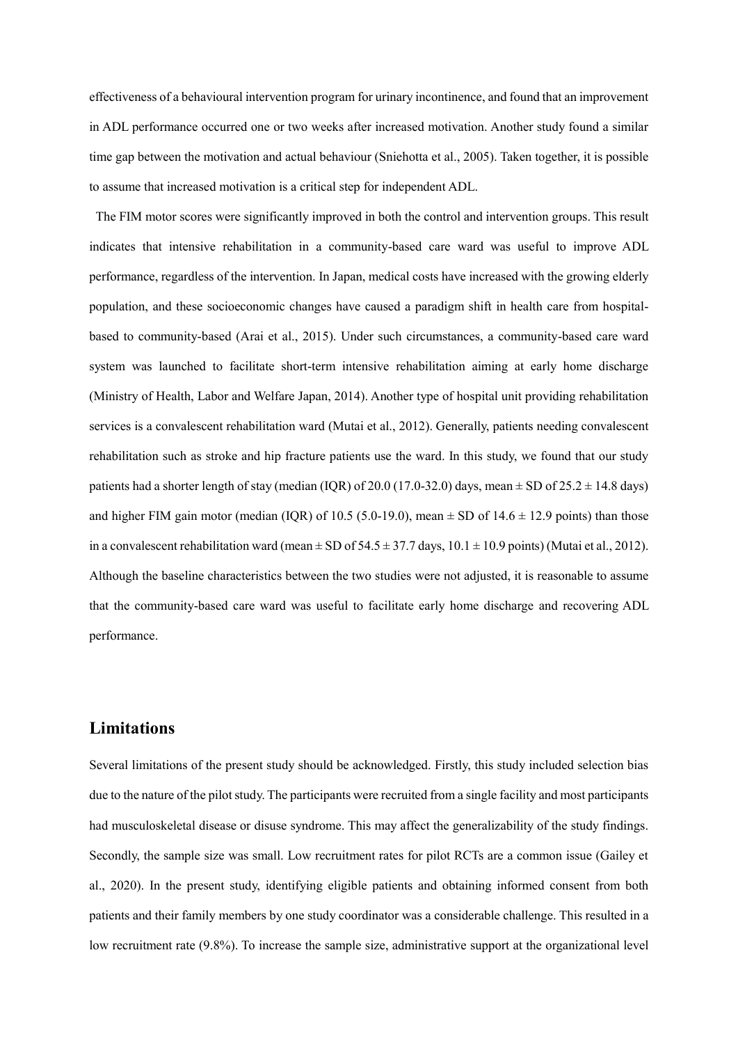effectiveness of a behavioural intervention program for urinary incontinence, and found that an improvement in ADL performance occurred one or two weeks after increased motivation. Another study found a similar time gap between the motivation and actual behaviour (Sniehotta et al., 2005). Taken together, it is possible to assume that increased motivation is a critical step for independent ADL.

The FIM motor scores were significantly improved in both the control and intervention groups. This result indicates that intensive rehabilitation in a community-based care ward was useful to improve ADL performance, regardless of the intervention. In Japan, medical costs have increased with the growing elderly population, and these socioeconomic changes have caused a paradigm shift in health care from hospital-based to community-based (Arai et al., 2015). Under such circumstances, a community-based care ward system was launched to facilitate short-term intensive rehabilitation aiming at early home discharge (Ministry of Health, Labor and Welfare Japan, 2014). Another type of hospital unit providing rehabilitation services is a convalescent rehabilitation ward (Mutai et al., 2012). Generally, patients needing convalescent rehabilitation such as stroke and hip fracture patients use the ward. In this study, we found that our study patients had a shorter length of stay (median (IQR) of 20.0 (17.0-32.0) days, mean ± SD of 25.2 ± 14.8 days) and higher FIM gain motor (median (IQR) of 10.5 (5.0-19.0), mean ± SD of 14.6 ± 12.9 points) than those in a convalescent rehabilitation ward (mean ± SD of 54.5 ± 37.7 days, 10.1 ± 10.9 points) (Mutai et al., 2012). Although the baseline characteristics between the two studies were not adjusted, it is reasonable to assume that the community-based care ward was useful to facilitate early home discharge and recovering ADL performance.

## Limitations

Several limitations of the present study should be acknowledged. Firstly, this study included selection bias due to the nature of the pilot study. The participants were recruited from a single facility and most participants had musculoskeletal disease or disuse syndrome. This may affect the generalizability of the study findings. Secondly, the sample size was small. Low recruitment rates for pilot RCTs are a common issue (Gailey et al., 2020). In the present study, identifying eligible patients and obtaining informed consent from both patients and their family members by one study coordinator was a considerable challenge. This resulted in a low recruitment rate (9.8%). To increase the sample size, administrative support at the organizational level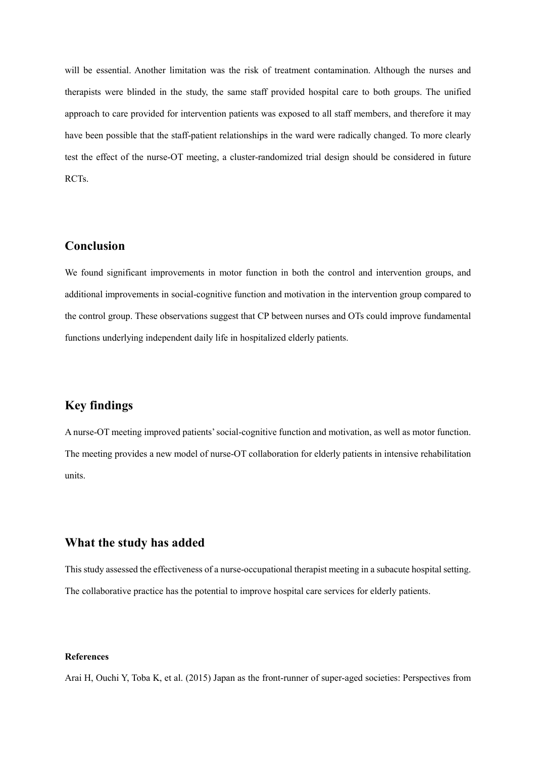will be essential. Another limitation was the risk of treatment contamination. Although the nurses and therapists were blinded in the study, the same staff provided hospital care to both groups. The unified approach to care provided for intervention patients was exposed to all staff members, and therefore it may have been possible that the staff-patient relationships in the ward were radically changed. To more clearly test the effect of the nurse-OT meeting, a cluster-randomized trial design should be considered in future RCTs.

## Conclusion

We found significant improvements in motor function in both the control and intervention groups, and additional improvements in social-cognitive function and motivation in the intervention group compared to the control group. These observations suggest that CP between nurses and OTs could improve fundamental functions underlying independent daily life in hospitalized elderly patients.

## Key findings

A nurse-OT meeting improved patients' social-cognitive function and motivation, as well as motor function. The meeting provides a new model of nurse-OT collaboration for elderly patients in intensive rehabilitation units.

## What the study has added

This study assessed the effectiveness of a nurse-occupational therapist meeting in a subacute hospital setting. The collaborative practice has the potential to improve hospital care services for elderly patients.

**References**

Arai H, Ouchi Y, Toba K, et al. (2015) Japan as the front-runner of super-aged societies: Perspectives from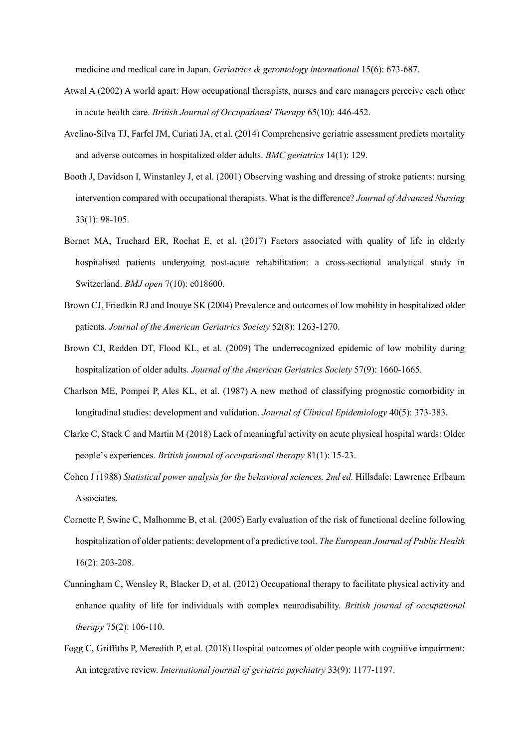medicine and medical care in Japan. *Geriatrics & gerontology international* 15(6): 673-687.

Atwal A (2002) A world apart: How occupational therapists, nurses and care managers perceive each other in acute health care. *British Journal of Occupational Therapy* 65(10): 446-452.

Avelino-Silva TJ, Farfel JM, Curiati JA, et al. (2014) Comprehensive geriatric assessment predicts mortality and adverse outcomes in hospitalized older adults. *BMC geriatrics* 14(1): 129.

Booth J, Davidson I, Winstanley J, et al. (2001) Observing washing and dressing of stroke patients: nursing intervention compared with occupational therapists. What is the difference? *Journal of Advanced Nursing* 33(1): 98-105.

Bornet MA, Truchard ER, Rochat E, et al. (2017) Factors associated with quality of life in elderly hospitalised patients undergoing post-acute rehabilitation: a cross-sectional analytical study in Switzerland. *BMJ open* 7(10): e018600.

Brown CJ, Friedkin RJ and Inouye SK (2004) Prevalence and outcomes of low mobility in hospitalized older patients. *Journal of the American Geriatrics Society* 52(8): 1263-1270.

Brown CJ, Redden DT, Flood KL, et al. (2009) The underrecognized epidemic of low mobility during hospitalization of older adults. *Journal of the American Geriatrics Society* 57(9): 1660-1665.

Charlson ME, Pompei P, Ales KL, et al. (1987) A new method of classifying prognostic comorbidity in longitudinal studies: development and validation. *Journal of Clinical Epidemiology* 40(5): 373-383.

Clarke C, Stack C and Martin M (2018) Lack of meaningful activity on acute physical hospital wards: Older people's experiences. *British journal of occupational therapy* 81(1): 15-23.

Cohen J (1988) *Statistical power analysis for the behavioral sciences. 2nd ed.* Hillsdale: Lawrence Erlbaum Associates.

Cornette P, Swine C, Malhomme B, et al. (2005) Early evaluation of the risk of functional decline following hospitalization of older patients: development of a predictive tool. *The European Journal of Public Health* 16(2): 203-208.

Cunningham C, Wensley R, Blacker D, et al. (2012) Occupational therapy to facilitate physical activity and enhance quality of life for individuals with complex neurodisability. *British journal of occupational therapy* 75(2): 106-110.

Fogg C, Griffiths P, Meredith P, et al. (2018) Hospital outcomes of older people with cognitive impairment: An integrative review. *International journal of geriatric psychiatry* 33(9): 1177-1197.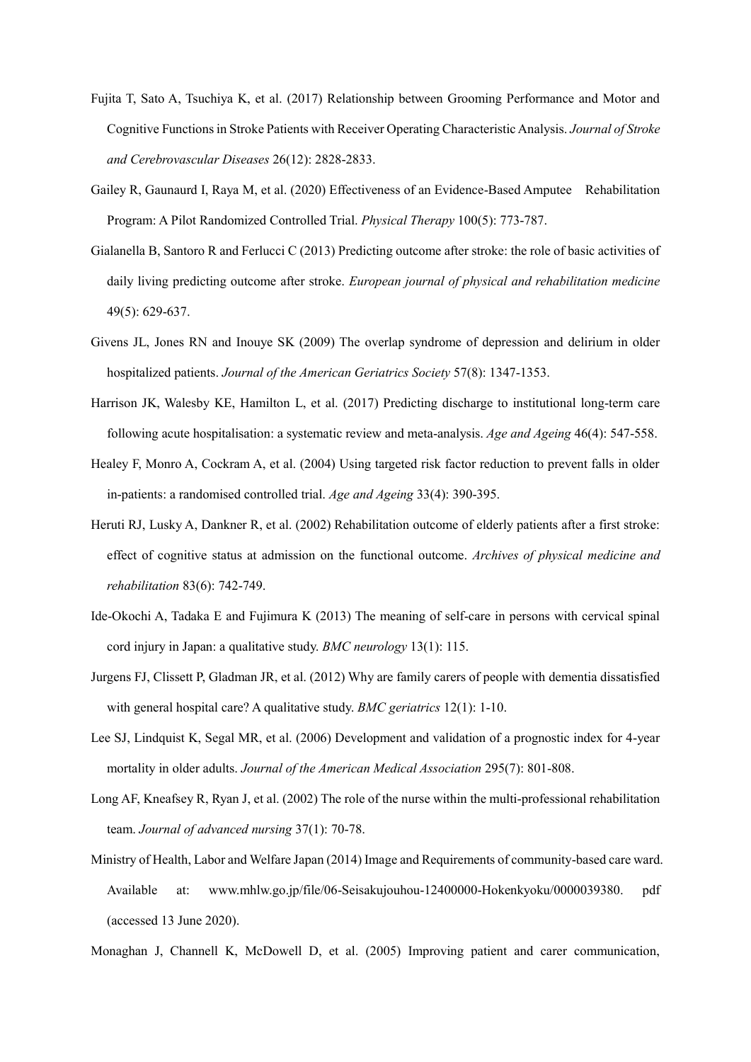Fujita T, Sato A, Tsuchiya K, et al. (2017) Relationship between Grooming Performance and Motor and Cognitive Functions in Stroke Patients with Receiver Operating Characteristic Analysis. *Journal of Stroke and Cerebrovascular Diseases* 26(12): 2828-2833.

Gailey R, Gaunaurd I, Raya M, et al. (2020) Effectiveness of an Evidence-Based Amputee Rehabilitation Program: A Pilot Randomized Controlled Trial. *Physical Therapy* 100(5): 773-787.

Gialanella B, Santoro R and Ferlucci C (2013) Predicting outcome after stroke: the role of basic activities of daily living predicting outcome after stroke. *European journal of physical and rehabilitation medicine* 49(5): 629-637.

Givens JL, Jones RN and Inouye SK (2009) The overlap syndrome of depression and delirium in older hospitalized patients. *Journal of the American Geriatrics Society* 57(8): 1347-1353.

Harrison JK, Walesby KE, Hamilton L, et al. (2017) Predicting discharge to institutional long-term care following acute hospitalisation: a systematic review and meta-analysis. *Age and Ageing* 46(4): 547-558.

Healey F, Monro A, Cockram A, et al. (2004) Using targeted risk factor reduction to prevent falls in older in-patients: a randomised controlled trial. *Age and Ageing* 33(4): 390-395.

Heruti RJ, Lusky A, Dankner R, et al. (2002) Rehabilitation outcome of elderly patients after a first stroke: effect of cognitive status at admission on the functional outcome. *Archives of physical medicine and rehabilitation* 83(6): 742-749.

Ide-Okochi A, Tadaka E and Fujimura K (2013) The meaning of self-care in persons with cervical spinal cord injury in Japan: a qualitative study. *BMC neurology* 13(1): 115.

Jurgens FJ, Clissett P, Gladman JR, et al. (2012) Why are family carers of people with dementia dissatisfied with general hospital care? A qualitative study. *BMC geriatrics* 12(1): 1-10.

Lee SJ, Lindquist K, Segal MR, et al. (2006) Development and validation of a prognostic index for 4-year mortality in older adults. *Journal of the American Medical Association* 295(7): 801-808.

Long AF, Kneafsey R, Ryan J, et al. (2002) The role of the nurse within the multi-professional rehabilitation team. *Journal of advanced nursing* 37(1): 70-78.

Ministry of Health, Labor and Welfare Japan (2014) Image and Requirements of community-based care ward. Available at: www.mhlw.go.jp/file/06-Seisakujouhou-12400000-Hokenkyoku/0000039380. pdf (accessed 13 June 2020).

Monaghan J, Channell K, McDowell D, et al. (2005) Improving patient and carer communication,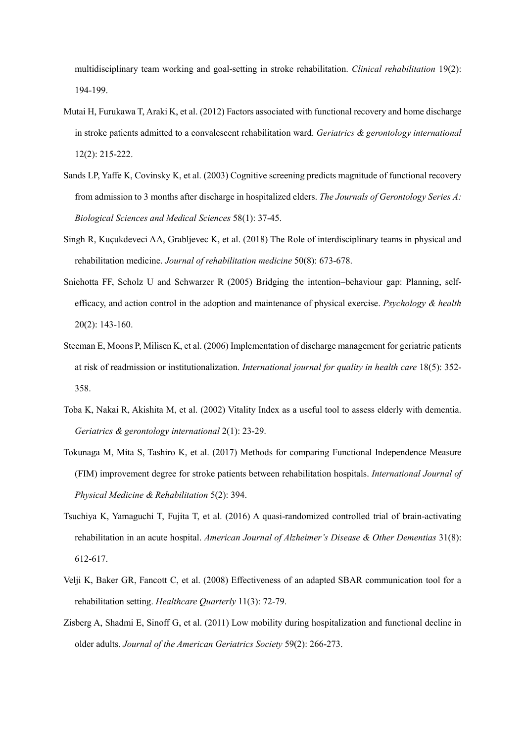multidisciplinary team working and goal-setting in stroke rehabilitation. *Clinical rehabilitation* 19(2): 194-199.

Mutai H, Furukawa T, Araki K, et al. (2012) Factors associated with functional recovery and home discharge in stroke patients admitted to a convalescent rehabilitation ward. *Geriatrics & gerontology international* 12(2): 215-222.

Sands LP, Yaffe K, Covinsky K, et al. (2003) Cognitive screening predicts magnitude of functional recovery from admission to 3 months after discharge in hospitalized elders. *The Journals of Gerontology Series A: Biological Sciences and Medical Sciences* 58(1): 37-45.

Singh R, Kuçukdeveci AA, Grabljevec K, et al. (2018) The Role of interdisciplinary teams in physical and rehabilitation medicine. *Journal of rehabilitation medicine* 50(8): 673-678.

Sniehotta FF, Scholz U and Schwarzer R (2005) Bridging the intention–behaviour gap: Planning, self-efficacy, and action control in the adoption and maintenance of physical exercise. *Psychology & health* 20(2): 143-160.

Steeman E, Moons P, Milisen K, et al. (2006) Implementation of discharge management for geriatric patients at risk of readmission or institutionalization. *International journal for quality in health care* 18(5): 352-358.

Toba K, Nakai R, Akishita M, et al. (2002) Vitality Index as a useful tool to assess elderly with dementia. *Geriatrics & gerontology international* 2(1): 23-29.

Tokunaga M, Mita S, Tashiro K, et al. (2017) Methods for comparing Functional Independence Measure (FIM) improvement degree for stroke patients between rehabilitation hospitals. *International Journal of Physical Medicine & Rehabilitation* 5(2): 394.

Tsuchiya K, Yamaguchi T, Fujita T, et al. (2016) A quasi-randomized controlled trial of brain-activating rehabilitation in an acute hospital. *American Journal of Alzheimer's Disease & Other Dementias* 31(8): 612-617.

Velji K, Baker GR, Fancott C, et al. (2008) Effectiveness of an adapted SBAR communication tool for a rehabilitation setting. *Healthcare Quarterly* 11(3): 72-79.

Zisberg A, Shadmi E, Sinoff G, et al. (2011) Low mobility during hospitalization and functional decline in older adults. *Journal of the American Geriatrics Society* 59(2): 266-273.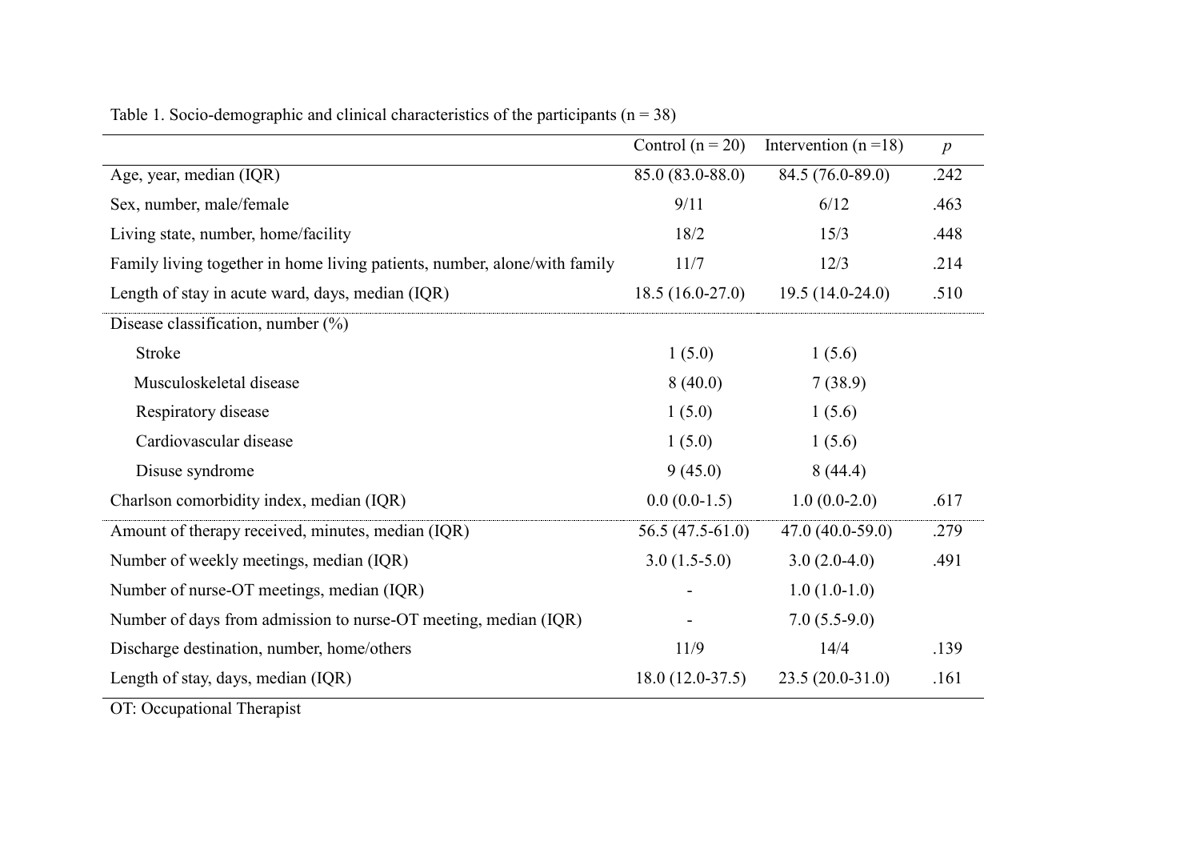Table 1. Socio-demographic and clinical characteristics of the participants (n = 38)

| | Control (n = 20) | Intervention (n =18) | *p* |
|---|---|---|---|
| Age, year, median (IQR) | 85.0 (83.0-88.0) | 84.5 (76.0-89.0) | .242 |
| Sex, number, male/female | 9/11 | 6/12 | .463 |
| Living state, number, home/facility | 18/2 | 15/3 | .448 |
| Family living together in home living patients, number, alone/with family | 11/7 | 12/3 | .214 |
| Length of stay in acute ward, days, median (IQR) | 18.5 (16.0-27.0) | 19.5 (14.0-24.0) | .510 |
| Disease classification, number (%) | | | |
| Stroke | 1 (5.0) | 1 (5.6) | |
| Musculoskeletal disease | 8 (40.0) | 7 (38.9) | |
| Respiratory disease | 1 (5.0) | 1 (5.6) | |
| Cardiovascular disease | 1 (5.0) | 1 (5.6) | |
| Disuse syndrome | 9 (45.0) | 8 (44.4) | |
| Charlson comorbidity index, median (IQR) | 0.0 (0.0-1.5) | 1.0 (0.0-2.0) | .617 |
| Amount of therapy received, minutes, median (IQR) | 56.5 (47.5-61.0) | 47.0 (40.0-59.0) | .279 |
| Number of weekly meetings, median (IQR) | 3.0 (1.5-5.0) | 3.0 (2.0-4.0) | .491 |
| Number of nurse-OT meetings, median (IQR) | - | 1.0 (1.0-1.0) | |
| Number of days from admission to nurse-OT meeting, median (IQR) | - | 7.0 (5.5-9.0) | |
| Discharge destination, number, home/others | 11/9 | 14/4 | .139 |
| Length of stay, days, median (IQR) | 18.0 (12.0-37.5) | 23.5 (20.0-31.0) | .161 |

OT: Occupational Therapist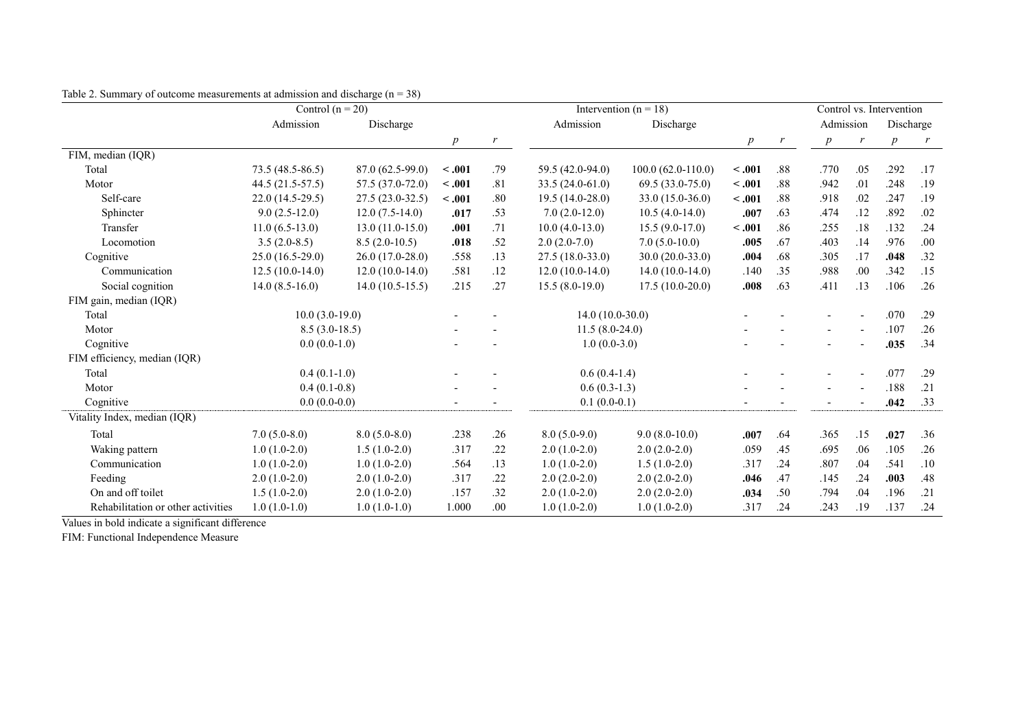Table 2. Summary of outcome measurements at admission and discharge (n = 38)

| | Control (n = 20) | | | | Intervention (n = 18) | | | | Control vs. Intervention | | | |
|---|---|---|---|---|---|---|---|---|---|---|---|---|
| | Admission | Discharge | *p* | *r* | Admission | Discharge | *p* | *r* | Admission *p* | Admission *r* | Discharge *p* | Discharge *r* |
| FIM, median (IQR) | | | | | | | | | | | | |
| Total | 73.5 (48.5-86.5) | 87.0 (62.5-99.0) | **< .001** | .79 | 59.5 (42.0-94.0) | 100.0 (62.0-110.0) | **< .001** | .88 | .770 | .05 | .292 | .17 |
| Motor | 44.5 (21.5-57.5) | 57.5 (37.0-72.0) | **< .001** | .81 | 33.5 (24.0-61.0) | 69.5 (33.0-75.0) | **< .001** | .88 | .942 | .01 | .248 | .19 |
| Self-care | 22.0 (14.5-29.5) | 27.5 (23.0-32.5) | **< .001** | .80 | 19.5 (14.0-28.0) | 33.0 (15.0-36.0) | **< .001** | .88 | .918 | .02 | .247 | .19 |
| Sphincter | 9.0 (2.5-12.0) | 12.0 (7.5-14.0) | **.017** | .53 | 7.0 (2.0-12.0) | 10.5 (4.0-14.0) | **.007** | .63 | .474 | .12 | .892 | .02 |
| Transfer | 11.0 (6.5-13.0) | 13.0 (11.0-15.0) | **.001** | .71 | 10.0 (4.0-13.0) | 15.5 (9.0-17.0) | **< .001** | .86 | .255 | .18 | .132 | .24 |
| Locomotion | 3.5 (2.0-8.5) | 8.5 (2.0-10.5) | **.018** | .52 | 2.0 (2.0-7.0) | 7.0 (5.0-10.0) | **.005** | .67 | .403 | .14 | .976 | .00 |
| Cognitive | 25.0 (16.5-29.0) | 26.0 (17.0-28.0) | .558 | .13 | 27.5 (18.0-33.0) | 30.0 (20.0-33.0) | **.004** | .68 | .305 | .17 | **.048** | .32 |
| Communication | 12.5 (10.0-14.0) | 12.0 (10.0-14.0) | .581 | .12 | 12.0 (10.0-14.0) | 14.0 (10.0-14.0) | .140 | .35 | .988 | .00 | .342 | .15 |
| Social cognition | 14.0 (8.5-16.0) | 14.0 (10.5-15.5) | .215 | .27 | 15.5 (8.0-19.0) | 17.5 (10.0-20.0) | **.008** | .63 | .411 | .13 | .106 | .26 |
| FIM gain, median (IQR) | | | | | | | | | | | | |
| Total | 10.0 (3.0-19.0) | | - | - | 14.0 (10.0-30.0) | | - | - | - | - | .070 | .29 |
| Motor | 8.5 (3.0-18.5) | | - | - | 11.5 (8.0-24.0) | | - | - | - | - | .107 | .26 |
| Cognitive | 0.0 (0.0-1.0) | | - | - | 1.0 (0.0-3.0) | | - | - | - | - | **.035** | .34 |
| FIM efficiency, median (IQR) | | | | | | | | | | | | |
| Total | 0.4 (0.1-1.0) | | - | - | 0.6 (0.4-1.4) | | - | - | - | - | .077 | .29 |
| Motor | 0.4 (0.1-0.8) | | - | - | 0.6 (0.3-1.3) | | - | - | - | - | .188 | .21 |
| Cognitive | 0.0 (0.0-0.0) | | - | - | 0.1 (0.0-0.1) | | - | - | - | - | **.042** | .33 |
| Vitality Index, median (IQR) | | | | | | | | | | | | |
| Total | 7.0 (5.0-8.0) | 8.0 (5.0-8.0) | .238 | .26 | 8.0 (5.0-9.0) | 9.0 (8.0-10.0) | **.007** | .64 | .365 | .15 | **.027** | .36 |
| Waking pattern | 1.0 (1.0-2.0) | 1.5 (1.0-2.0) | .317 | .22 | 2.0 (1.0-2.0) | 2.0 (2.0-2.0) | .059 | .45 | .695 | .06 | .105 | .26 |
| Communication | 1.0 (1.0-2.0) | 1.0 (1.0-2.0) | .564 | .13 | 1.0 (1.0-2.0) | 1.5 (1.0-2.0) | .317 | .24 | .807 | .04 | .541 | .10 |
| Feeding | 2.0 (1.0-2.0) | 2.0 (1.0-2.0) | .317 | .22 | 2.0 (2.0-2.0) | 2.0 (2.0-2.0) | **.046** | .47 | .145 | .24 | **.003** | .48 |
| On and off toilet | 1.5 (1.0-2.0) | 2.0 (1.0-2.0) | .157 | .32 | 2.0 (1.0-2.0) | 2.0 (2.0-2.0) | **.034** | .50 | .794 | .04 | .196 | .21 |
| Rehabilitation or other activities | 1.0 (1.0-1.0) | 1.0 (1.0-1.0) | 1.000 | .00 | 1.0 (1.0-2.0) | 1.0 (1.0-2.0) | .317 | .24 | .243 | .19 | .137 | .24 |

Values in bold indicate a significant difference

FIM: Functional Independence Measure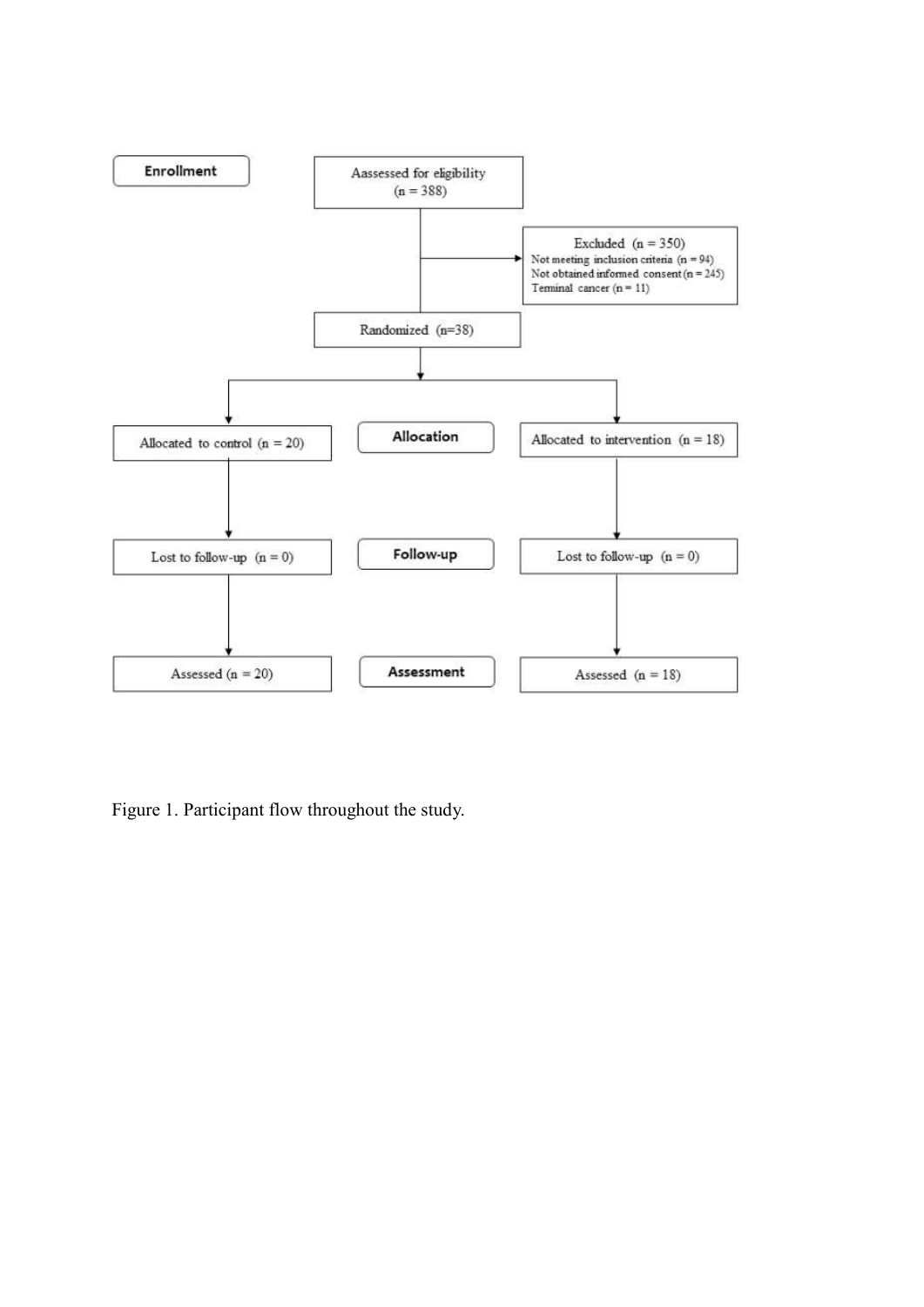Enrollment

Aassessed for eligibility (n = 388)

Excluded (n = 350)
Not meeting inclusion criteria (n = 94)
Not obtained informed consent (n = 245)
Terminal cancer (n = 11)

Randomized (n=38)

Allocation

Allocated to control (n = 20)

Allocated to intervention (n = 18)

Follow-up

Lost to follow-up (n = 0)

Lost to follow-up (n = 0)

Assessment

Assessed (n = 20)

Assessed (n = 18)

Figure 1. Participant flow throughout the study.